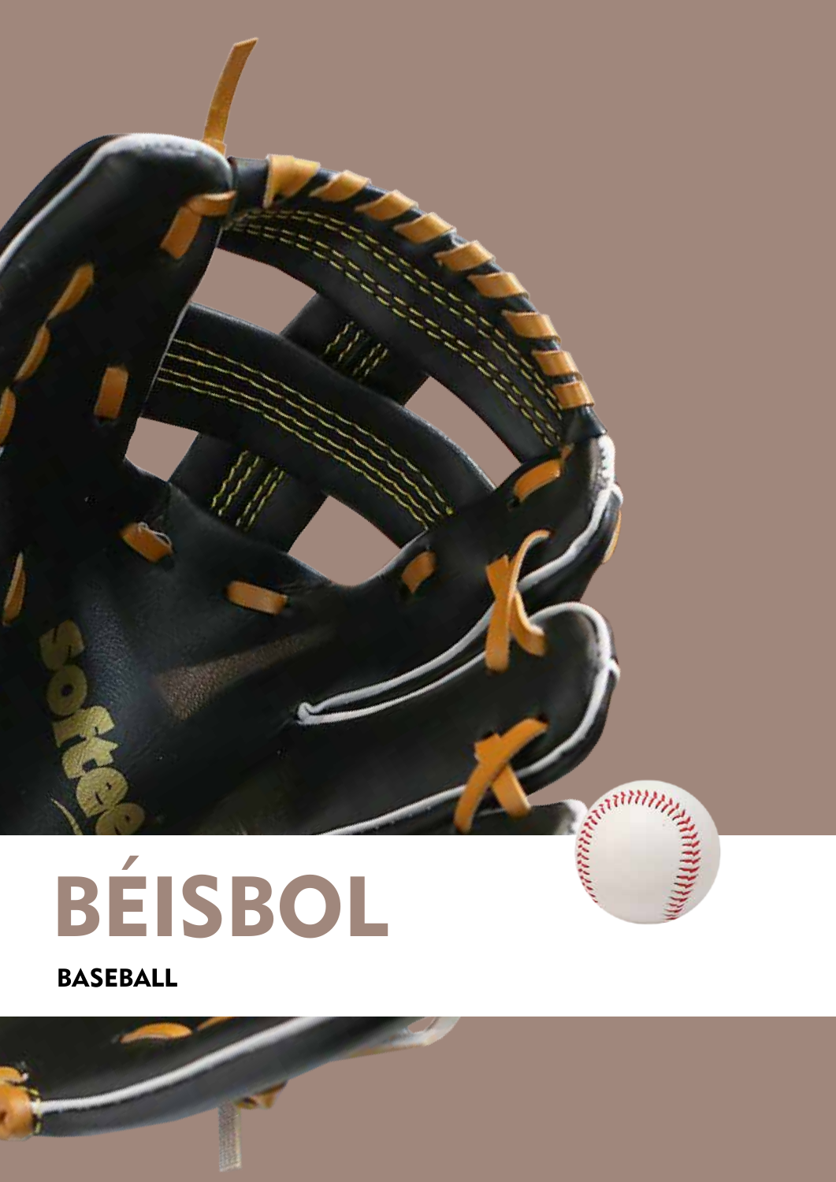# BÉISBOL

**BASEBALL**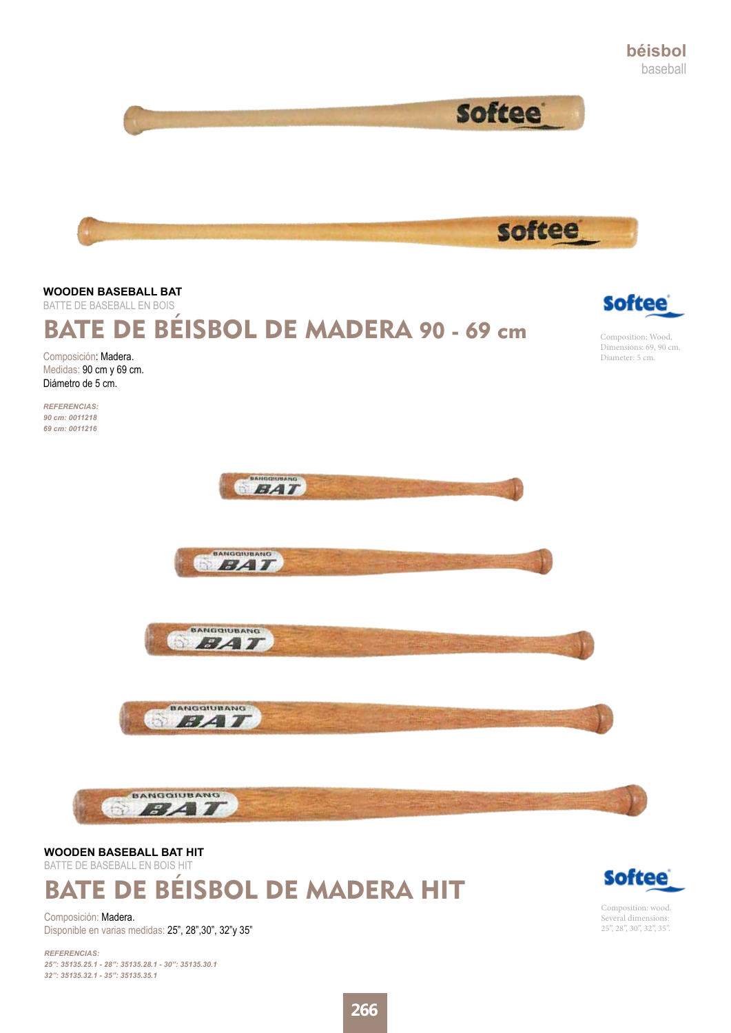## WOODEN BASEBALL BAT

BATTE DE BASEBALL EN BOIS

# BATE DE BÉISBOL DE MADERA 90 - 69 cm

Composición: Madera.
Medidas: 90 cm y 69 cm.
Diámetro de 5 cm.

***REFERENCIAS:***
***90 cm: 0011218***
***69 cm: 0011216***

Composition: Wood.
Dimensions: 69, 90 cm.
Diameter: 5 cm.

## WOODEN BASEBALL BAT HIT

BATTE DE BASEBALL EN BOIS HIT

# BATE DE BÉISBOL DE MADERA HIT

Composición: Madera.
Disponible en varias medidas: 25", 28",30", 32"y 35"

***REFERENCIAS:***
***25": 35135.25.1 - 28": 35135.28.1 - 30": 35135.30.1***
***32": 35135.32.1 - 35": 35135.35.1***

Composition: wood.
Several dimensions:
25", 28", 30", 32", 35".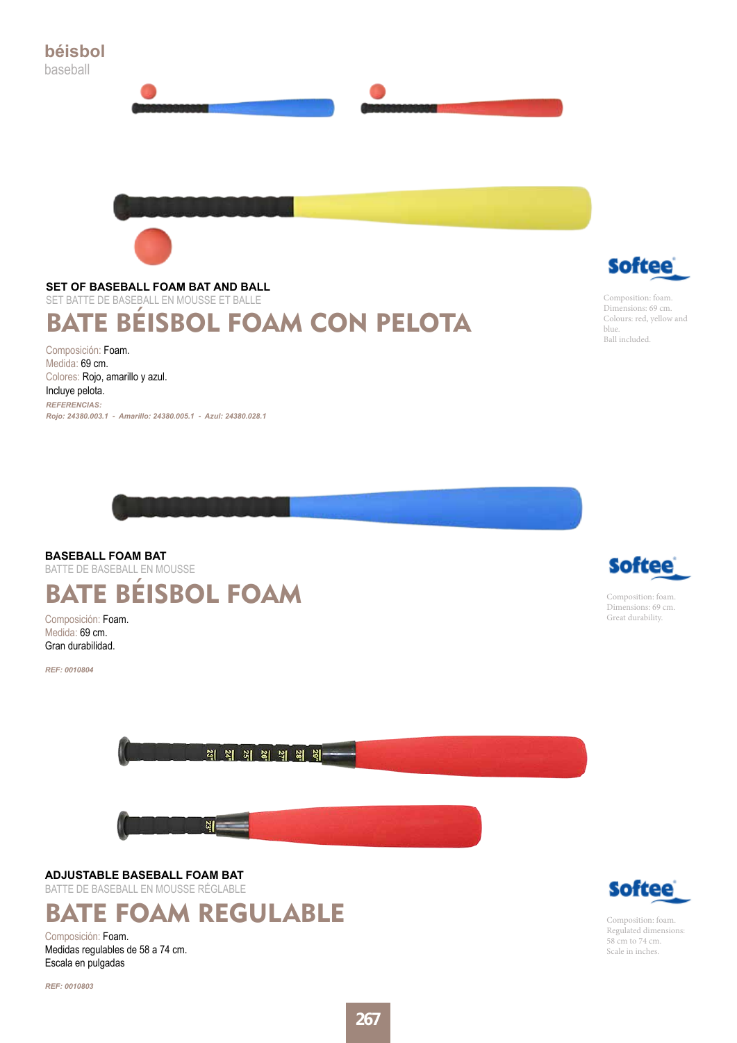## béisbol
baseball

**SET OF BASEBALL FOAM BAT AND BALL**
SET BATTE DE BASEBALL EN MOUSSE ET BALLE

# BATE BÉISBOL FOAM CON PELOTA

Composición: Foam.
Medida: 69 cm.
Colores: Rojo, amarillo y azul.
Incluye pelota.

***REFERENCIAS:***
***Rojo: 24380.003.1 - Amarillo: 24380.005.1 - Azul: 24380.028.1***

Softee

Composition: foam.
Dimensions: 69 cm.
Colours: red, yellow and blue.
Ball included.

**BASEBALL FOAM BAT**
BATTE DE BASEBALL EN MOUSSE

# BATE BÉISBOL FOAM

Composición: Foam.
Medida: 69 cm.
Gran durabilidad.

***REF: 0010804***

Softee

Composition: foam.
Dimensions: 69 cm.
Great durability.

**ADJUSTABLE BASEBALL FOAM BAT**
BATTE DE BASEBALL EN MOUSSE RÉGLABLE

# BATE FOAM REGULABLE

Composición: Foam.
Medidas regulables de 58 a 74 cm.
Escala en pulgadas

***REF: 0010803***

Softee

Composition: foam.
Regulated dimensions: 58 cm to 74 cm.
Scale in inches.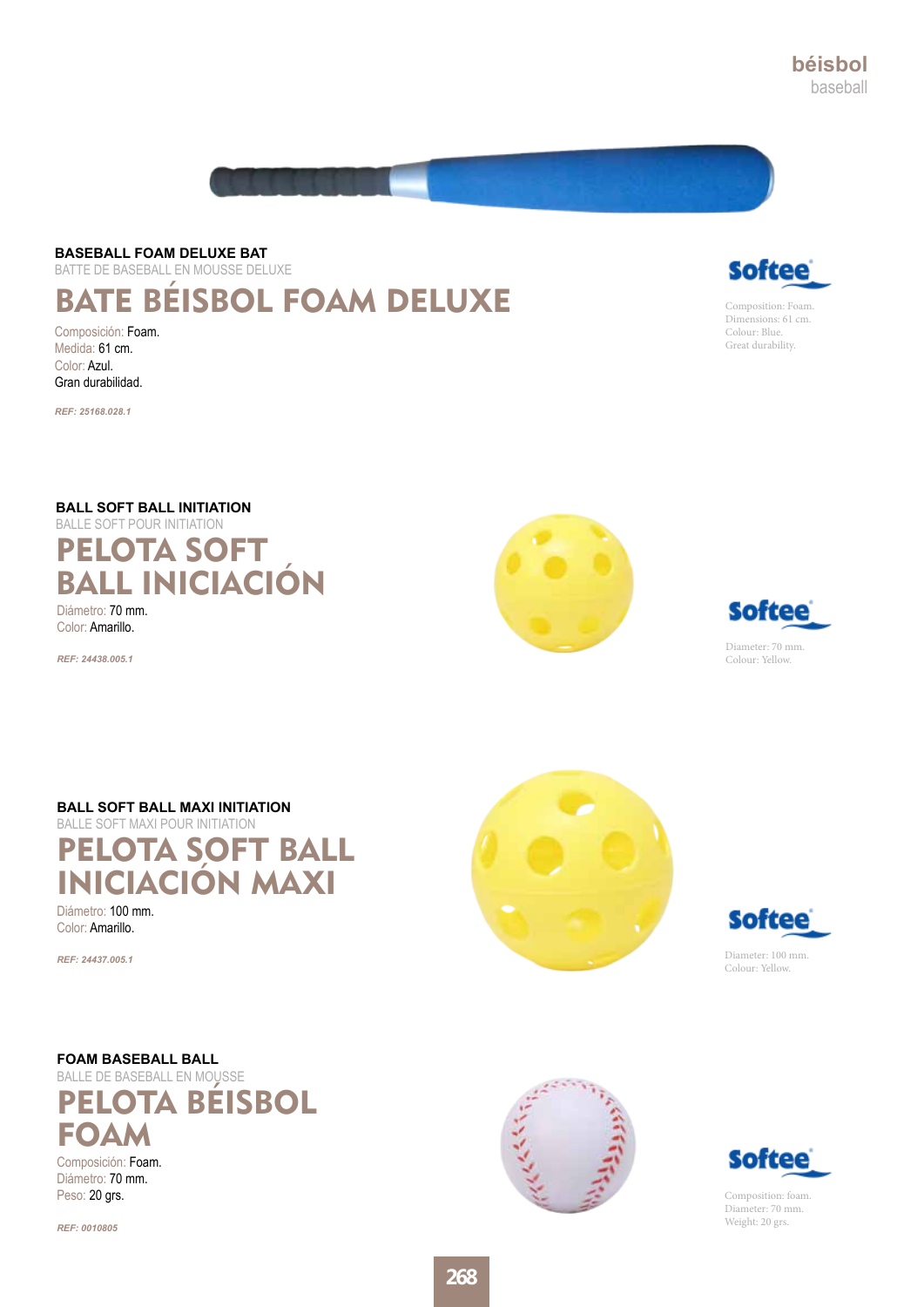**BASEBALL FOAM DELUXE BAT**

BATTE DE BASEBALL EN MOUSSE DELUXE

## BATE BÉISBOL FOAM DELUXE

Composición: Foam.
Medida: 61 cm.
Color: Azul.
Gran durabilidad.

*REF: 25168.028.1*

Softee

Composition: Foam.
Dimensions: 61 cm.
Colour: Blue.
Great durability.

**BALL SOFT BALL INITIATION**

BALLE SOFT POUR INITIATION

## PELOTA SOFT BALL INICIACIÓN

Diámetro: 70 mm.
Color: Amarillo.

*REF: 24438.005.1*

Softee

Diameter: 70 mm.
Colour: Yellow.

**BALL SOFT BALL MAXI INITIATION**

BALLE SOFT MAXI POUR INITIATION

## PELOTA SOFT BALL INICIACIÓN MAXI

Diámetro: 100 mm.
Color: Amarillo.

*REF: 24437.005.1*

Softee

Diameter: 100 mm.
Colour: Yellow.

**FOAM BASEBALL BALL**

BALLE DE BASEBALL EN MOUSSE

## PELOTA BÉISBOL FOAM

Composición: Foam.
Diámetro: 70 mm.
Peso: 20 grs.

*REF: 0010805*

Softee

Composition: foam.
Diameter: 70 mm.
Weight: 20 grs.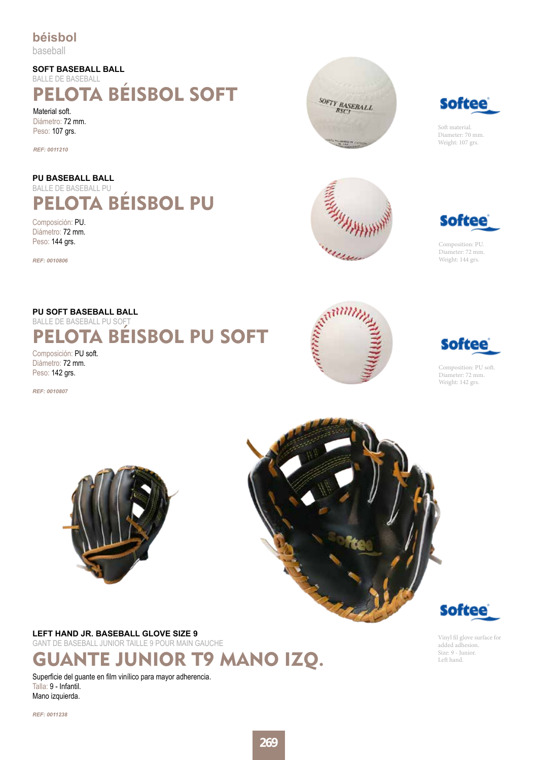## béisbol
baseball

### SOFT BASEBALL BALL
BALLE DE BASEBALL

# PELOTA BÉISBOL SOFT

Material soft.
Diámetro: 72 mm.
Peso: 107 grs.

*REF: 0011210*

Softee

Soft material.
Diameter: 70 mm.
Weight: 107 grs.

### PU BASEBALL BALL
BALLE DE BASEBALL PU

# PELOTA BÉISBOL PU

Composición: PU.
Diámetro: 72 mm.
Peso: 144 grs.

*REF: 0010806*

Softee

Composition: PU.
Diameter: 72 mm.
Weight: 144 grs.

### PU SOFT BASEBALL BALL
BALLE DE BASEBALL PU SOFT

# PELOTA BÉISBOL PU SOFT

Composición: PU soft.
Diámetro: 72 mm.
Peso: 142 grs.

*REF: 0010807*

Softee

Composition: PU soft.
Diameter: 72 mm.
Weight: 142 grs.

Softee

Vinyl fil glove surface for added adhesion.
Size: 9 - Junior.
Left hand.

### LEFT HAND JR. BASEBALL GLOVE SIZE 9
GANT DE BASEBALL JUNIOR TAILLE 9 POUR MAIN GAUCHE

# GUANTE JUNIOR T9 MANO IZQ.

Superficie del guante en film vinílico para mayor adherencia.
Talla: 9 - Infantil.
Mano izquierda.

*REF: 0011238*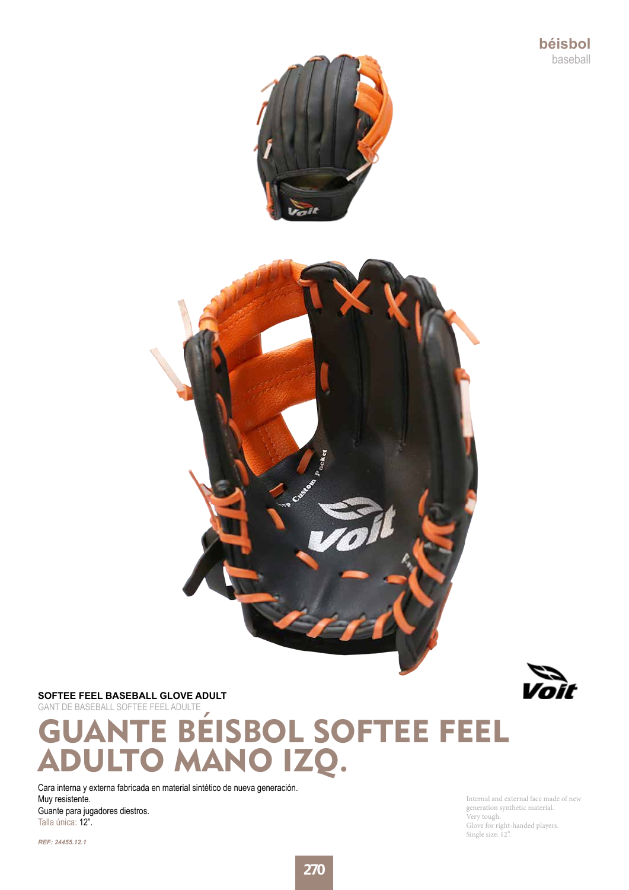béisbol
baseball

**SOFTEE FEEL BASEBALL GLOVE ADULT**
GANT DE BASEBALL SOFTEE FEEL ADULTE

# GUANTE BÉISBOL SOFTEE FEEL ADULTO MANO IZQ.

Cara interna y externa fabricada en material sintético de nueva generación.
Muy resistente.
Guante para jugadores diestros.
Talla única: 12".

Internal and external face made of new generation synthetic material.
Very tough.
Glove for right-handed players.
Single size: 12".

*REF: 24455.12.1*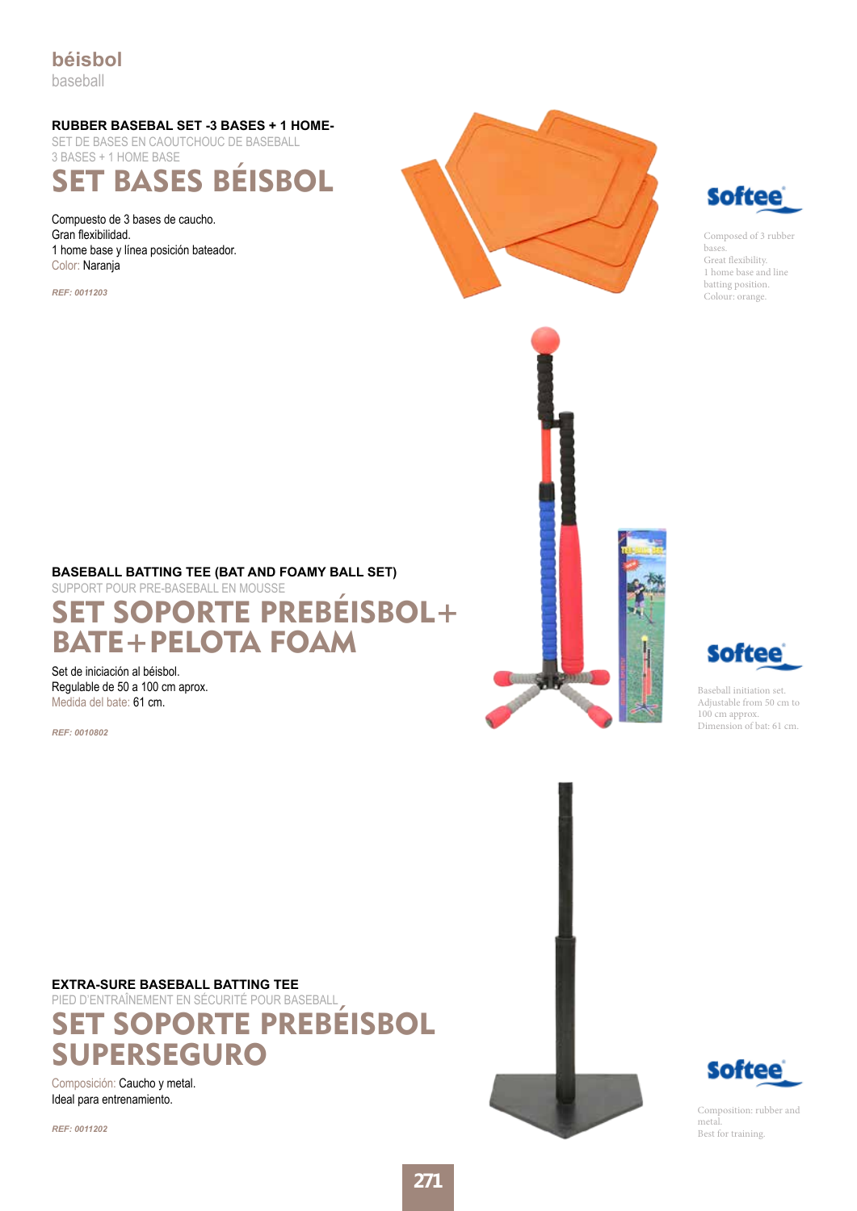# béisbol
baseball

**RUBBER BASEBAL SET -3 BASES + 1 HOME-**
SET DE BASES EN CAOUTCHOUC DE BASEBALL
3 BASES + 1 HOME BASE

## SET BASES BÉISBOL

Compuesto de 3 bases de caucho.
Gran flexibilidad.
1 home base y línea posición bateador.
Color: Naranja

*REF: 0011203*

Softee

Composed of 3 rubber bases.
Great flexibility.
1 home base and line batting position.
Colour: orange.

**BASEBALL BATTING TEE (BAT AND FOAMY BALL SET)**
SUPPORT POUR PRE-BASEBALL EN MOUSSE

## SET SOPORTE PREBÉISBOL+ BATE+PELOTA FOAM

Set de iniciación al béisbol.
Regulable de 50 a 100 cm aprox.
Medida del bate: 61 cm.

*REF: 0010802*

Softee

Baseball initiation set.
Adjustable from 50 cm to 100 cm approx.
Dimension of bat: 61 cm.

**EXTRA-SURE BASEBALL BATTING TEE**
PIED D'ENTRAÎNEMENT EN SÉCURITÉ POUR BASEBALL

## SET SOPORTE PREBÉISBOL SUPERSEGURO

Composición: Caucho y metal.
Ideal para entrenamiento.

*REF: 0011202*

Softee

Composition: rubber and metal.
Best for training.